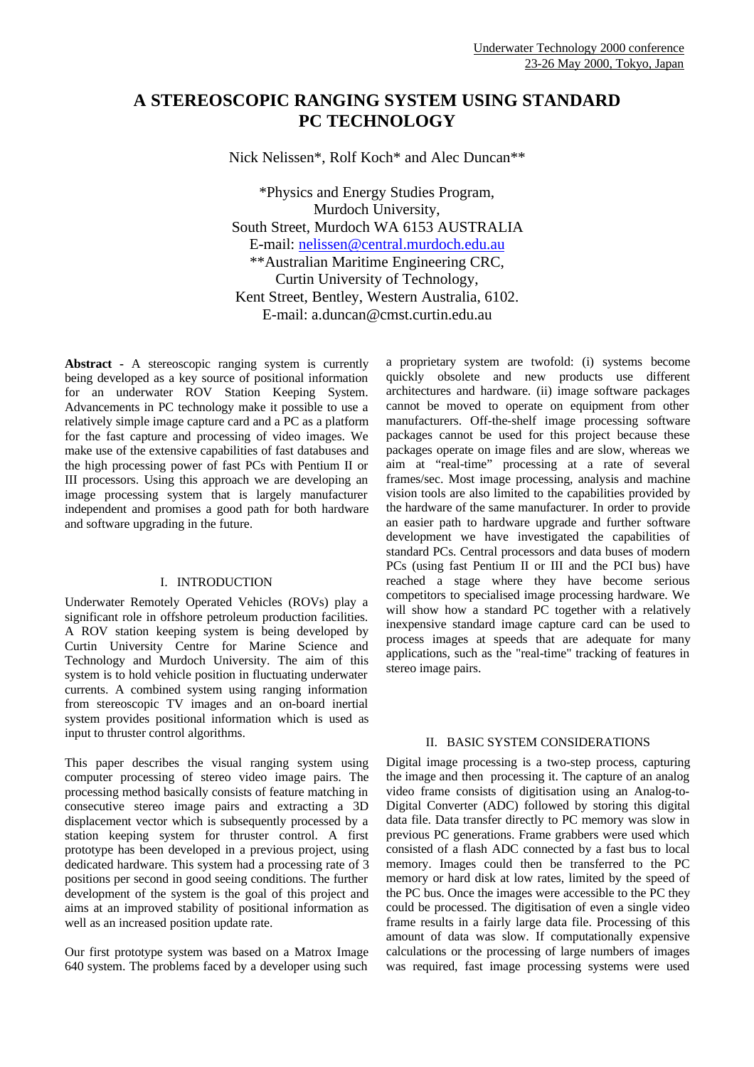Underwater Technology 2000 conference
23-26 May 2000, Tokyo, Japan

# A STEREOSCOPIC RANGING SYSTEM USING STANDARD PC TECHNOLOGY

Nick Nelissen*, Rolf Koch* and Alec Duncan**

*Physics and Energy Studies Program,
Murdoch University,
South Street, Murdoch WA 6153 AUSTRALIA
E-mail: nelissen@central.murdoch.edu.au
**Australian Maritime Engineering CRC,
Curtin University of Technology,
Kent Street, Bentley, Western Australia, 6102.
E-mail: a.duncan@cmst.curtin.edu.au

**Abstract -** A stereoscopic ranging system is currently being developed as a key source of positional information for an underwater ROV Station Keeping System. Advancements in PC technology make it possible to use a relatively simple image capture card and a PC as a platform for the fast capture and processing of video images. We make use of the extensive capabilities of fast databuses and the high processing power of fast PCs with Pentium II or III processors. Using this approach we are developing an image processing system that is largely manufacturer independent and promises a good path for both hardware and software upgrading in the future.

## I. INTRODUCTION

Underwater Remotely Operated Vehicles (ROVs) play a significant role in offshore petroleum production facilities. A ROV station keeping system is being developed by Curtin University Centre for Marine Science and Technology and Murdoch University. The aim of this system is to hold vehicle position in fluctuating underwater currents. A combined system using ranging information from stereoscopic TV images and an on-board inertial system provides positional information which is used as input to thruster control algorithms.

This paper describes the visual ranging system using computer processing of stereo video image pairs. The processing method basically consists of feature matching in consecutive stereo image pairs and extracting a 3D displacement vector which is subsequently processed by a station keeping system for thruster control. A first prototype has been developed in a previous project, using dedicated hardware. This system had a processing rate of 3 positions per second in good seeing conditions. The further development of the system is the goal of this project and aims at an improved stability of positional information as well as an increased position update rate.

Our first prototype system was based on a Matrox Image 640 system. The problems faced by a developer using such a proprietary system are twofold: (i) systems become quickly obsolete and new products use different architectures and hardware. (ii) image software packages cannot be moved to operate on equipment from other manufacturers. Off-the-shelf image processing software packages cannot be used for this project because these packages operate on image files and are slow, whereas we aim at "real-time" processing at a rate of several frames/sec. Most image processing, analysis and machine vision tools are also limited to the capabilities provided by the hardware of the same manufacturer. In order to provide an easier path to hardware upgrade and further software development we have investigated the capabilities of standard PCs. Central processors and data buses of modern PCs (using fast Pentium II or III and the PCI bus) have reached a stage where they have become serious competitors to specialised image processing hardware. We will show how a standard PC together with a relatively inexpensive standard image capture card can be used to process images at speeds that are adequate for many applications, such as the "real-time" tracking of features in stereo image pairs.

## II. BASIC SYSTEM CONSIDERATIONS

Digital image processing is a two-step process, capturing the image and then processing it. The capture of an analog video frame consists of digitisation using an Analog-to-Digital Converter (ADC) followed by storing this digital data file. Data transfer directly to PC memory was slow in previous PC generations. Frame grabbers were used which consisted of a flash ADC connected by a fast bus to local memory. Images could then be transferred to the PC memory or hard disk at low rates, limited by the speed of the PC bus. Once the images were accessible to the PC they could be processed. The digitisation of even a single video frame results in a fairly large data file. Processing of this amount of data was slow. If computationally expensive calculations or the processing of large numbers of images was required, fast image processing systems were used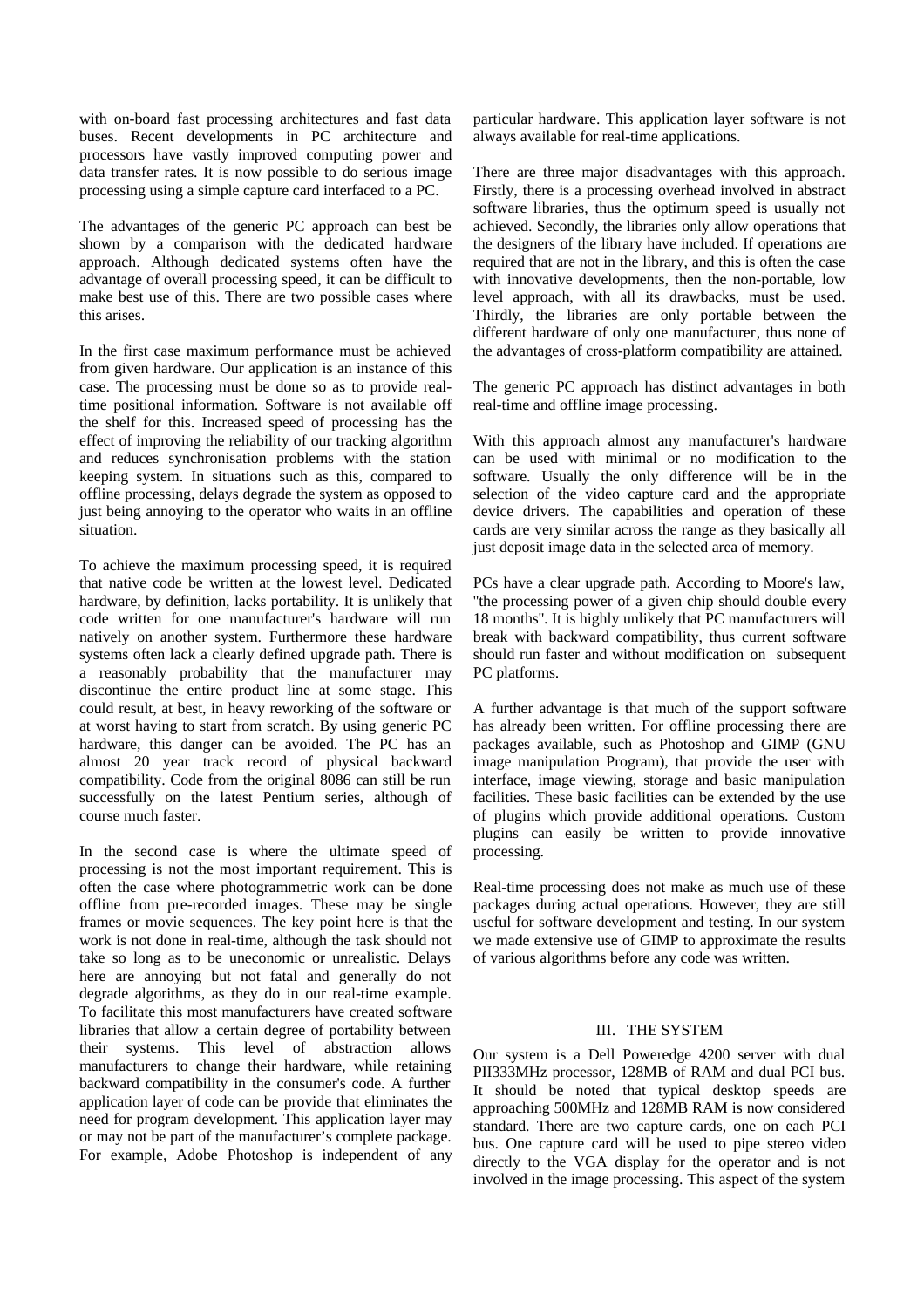with on-board fast processing architectures and fast data buses. Recent developments in PC architecture and processors have vastly improved computing power and data transfer rates. It is now possible to do serious image processing using a simple capture card interfaced to a PC.

The advantages of the generic PC approach can best be shown by a comparison with the dedicated hardware approach. Although dedicated systems often have the advantage of overall processing speed, it can be difficult to make best use of this. There are two possible cases where this arises.

In the first case maximum performance must be achieved from given hardware. Our application is an instance of this case. The processing must be done so as to provide real-time positional information. Software is not available off the shelf for this. Increased speed of processing has the effect of improving the reliability of our tracking algorithm and reduces synchronisation problems with the station keeping system. In situations such as this, compared to offline processing, delays degrade the system as opposed to just being annoying to the operator who waits in an offline situation.

To achieve the maximum processing speed, it is required that native code be written at the lowest level. Dedicated hardware, by definition, lacks portability. It is unlikely that code written for one manufacturer's hardware will run natively on another system. Furthermore these hardware systems often lack a clearly defined upgrade path. There is a reasonably probability that the manufacturer may discontinue the entire product line at some stage. This could result, at best, in heavy reworking of the software or at worst having to start from scratch. By using generic PC hardware, this danger can be avoided. The PC has an almost 20 year track record of physical backward compatibility. Code from the original 8086 can still be run successfully on the latest Pentium series, although of course much faster.

In the second case is where the ultimate speed of processing is not the most important requirement. This is often the case where photogrammetric work can be done offline from pre-recorded images. These may be single frames or movie sequences. The key point here is that the work is not done in real-time, although the task should not take so long as to be uneconomic or unrealistic. Delays here are annoying but not fatal and generally do not degrade algorithms, as they do in our real-time example. To facilitate this most manufacturers have created software libraries that allow a certain degree of portability between their systems. This level of abstraction allows manufacturers to change their hardware, while retaining backward compatibility in the consumer's code. A further application layer of code can be provide that eliminates the need for program development. This application layer may or may not be part of the manufacturer's complete package. For example, Adobe Photoshop is independent of any particular hardware. This application layer software is not always available for real-time applications.

There are three major disadvantages with this approach. Firstly, there is a processing overhead involved in abstract software libraries, thus the optimum speed is usually not achieved. Secondly, the libraries only allow operations that the designers of the library have included. If operations are required that are not in the library, and this is often the case with innovative developments, then the non-portable, low level approach, with all its drawbacks, must be used. Thirdly, the libraries are only portable between the different hardware of only one manufacturer, thus none of the advantages of cross-platform compatibility are attained.

The generic PC approach has distinct advantages in both real-time and offline image processing.

With this approach almost any manufacturer's hardware can be used with minimal or no modification to the software. Usually the only difference will be in the selection of the video capture card and the appropriate device drivers. The capabilities and operation of these cards are very similar across the range as they basically all just deposit image data in the selected area of memory.

PCs have a clear upgrade path. According to Moore's law, "the processing power of a given chip should double every 18 months". It is highly unlikely that PC manufacturers will break with backward compatibility, thus current software should run faster and without modification on subsequent PC platforms.

A further advantage is that much of the support software has already been written. For offline processing there are packages available, such as Photoshop and GIMP (GNU image manipulation Program), that provide the user with interface, image viewing, storage and basic manipulation facilities. These basic facilities can be extended by the use of plugins which provide additional operations. Custom plugins can easily be written to provide innovative processing.

Real-time processing does not make as much use of these packages during actual operations. However, they are still useful for software development and testing. In our system we made extensive use of GIMP to approximate the results of various algorithms before any code was written.

## III. THE SYSTEM

Our system is a Dell Poweredge 4200 server with dual PII333MHz processor, 128MB of RAM and dual PCI bus. It should be noted that typical desktop speeds are approaching 500MHz and 128MB RAM is now considered standard. There are two capture cards, one on each PCI bus. One capture card will be used to pipe stereo video directly to the VGA display for the operator and is not involved in the image processing. This aspect of the system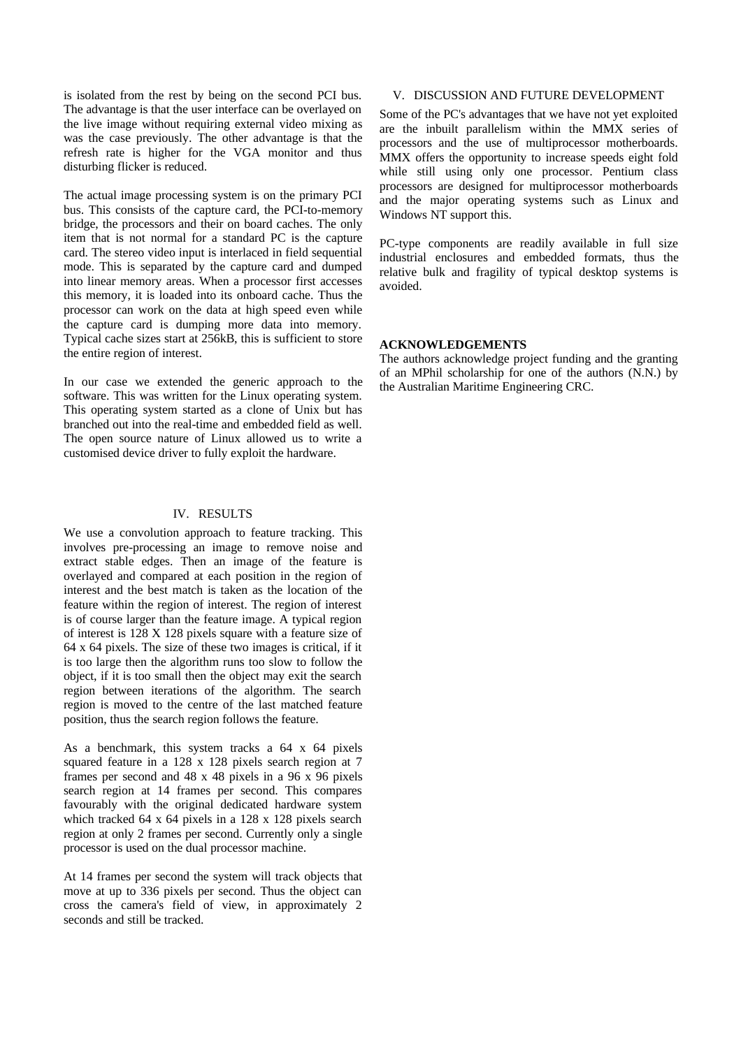is isolated from the rest by being on the second PCI bus. The advantage is that the user interface can be overlayed on the live image without requiring external video mixing as was the case previously. The other advantage is that the refresh rate is higher for the VGA monitor and thus disturbing flicker is reduced.

The actual image processing system is on the primary PCI bus. This consists of the capture card, the PCI-to-memory bridge, the processors and their on board caches. The only item that is not normal for a standard PC is the capture card. The stereo video input is interlaced in field sequential mode. This is separated by the capture card and dumped into linear memory areas. When a processor first accesses this memory, it is loaded into its onboard cache. Thus the processor can work on the data at high speed even while the capture card is dumping more data into memory. Typical cache sizes start at 256kB, this is sufficient to store the entire region of interest.

In our case we extended the generic approach to the software. This was written for the Linux operating system. This operating system started as a clone of Unix but has branched out into the real-time and embedded field as well. The open source nature of Linux allowed us to write a customised device driver to fully exploit the hardware.

## IV. RESULTS

We use a convolution approach to feature tracking. This involves pre-processing an image to remove noise and extract stable edges. Then an image of the feature is overlayed and compared at each position in the region of interest and the best match is taken as the location of the feature within the region of interest. The region of interest is of course larger than the feature image. A typical region of interest is 128 X 128 pixels square with a feature size of 64 x 64 pixels. The size of these two images is critical, if it is too large then the algorithm runs too slow to follow the object, if it is too small then the object may exit the search region between iterations of the algorithm. The search region is moved to the centre of the last matched feature position, thus the search region follows the feature.

As a benchmark, this system tracks a 64 x 64 pixels squared feature in a 128 x 128 pixels search region at 7 frames per second and 48 x 48 pixels in a 96 x 96 pixels search region at 14 frames per second. This compares favourably with the original dedicated hardware system which tracked 64 x 64 pixels in a 128 x 128 pixels search region at only 2 frames per second. Currently only a single processor is used on the dual processor machine.

At 14 frames per second the system will track objects that move at up to 336 pixels per second. Thus the object can cross the camera's field of view, in approximately 2 seconds and still be tracked.

## V. DISCUSSION AND FUTURE DEVELOPMENT

Some of the PC's advantages that we have not yet exploited are the inbuilt parallelism within the MMX series of processors and the use of multiprocessor motherboards. MMX offers the opportunity to increase speeds eight fold while still using only one processor. Pentium class processors are designed for multiprocessor motherboards and the major operating systems such as Linux and Windows NT support this.

PC-type components are readily available in full size industrial enclosures and embedded formats, thus the relative bulk and fragility of typical desktop systems is avoided.

**ACKNOWLEDGEMENTS**

The authors acknowledge project funding and the granting of an MPhil scholarship for one of the authors (N.N.) by the Australian Maritime Engineering CRC.